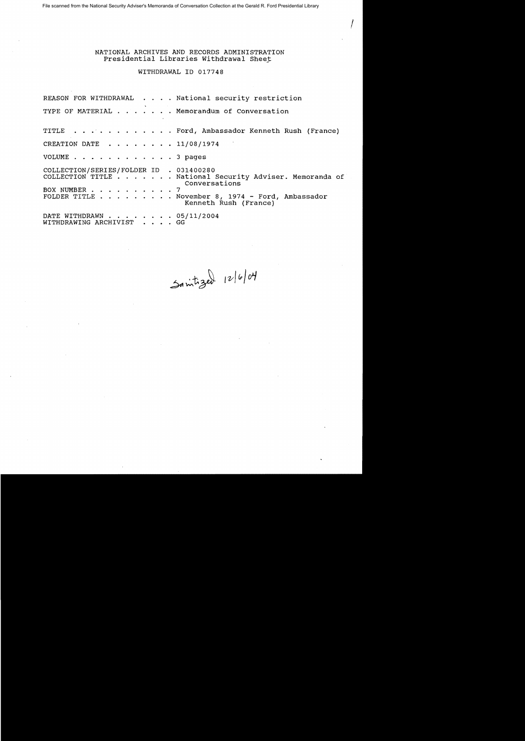File scanned from the National Security Adviser's Memoranda of Conversation Collection at the Gerald R. Ford Presidential Library

NATIONAL ARCHIVES AND RECORDS ADMINISTRATION
Presidential Libraries Withdrawal Sheet

WITHDRAWAL ID 017748

REASON FOR WITHDRAWAL . . . . National security restriction

TYPE OF MATERIAL . . . . . . . Memorandum of Conversation

TITLE . . . . . . . . . . . . Ford, Ambassador Kenneth Rush (France)

CREATION DATE . . . . . . . . 11/08/1974

VOLUME . . . . . . . . . . . . 3 pages

COLLECTION/SERIES/FOLDER ID . 031400280
COLLECTION TITLE . . . . . . . National Security Adviser. Memoranda of Conversations
BOX NUMBER . . . . . . . . . . 7
FOLDER TITLE . . . . . . . . . November 8, 1974 - Ford, Ambassador Kenneth Rush (France)

DATE WITHDRAWN . . . . . . . . 05/11/2004
WITHDRAWING ARCHIVIST . . . . GG

Sanitized 12/6/04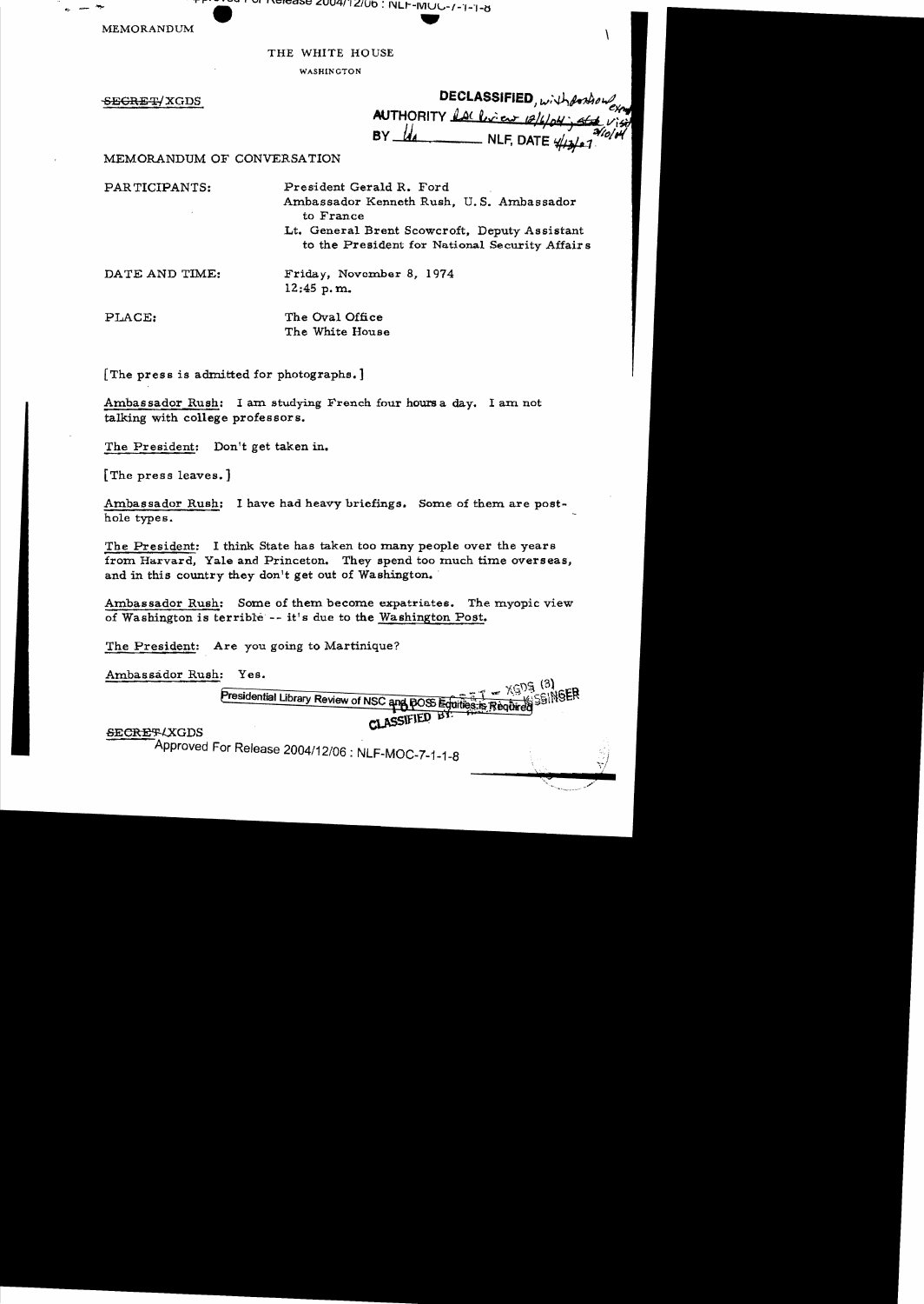MEMORANDUM

THE WHITE HOUSE

WASHINGTON

~~SECRET~~/XGDS

**DECLASSIFIED**, with portions exempt
AUTHORITY DAC review 12/4/04; State review 3/10/04
BY ___ NLF, DATE 4/13/07

MEMORANDUM OF CONVERSATION

PARTICIPANTS: President Gerald R. Ford
Ambassador Kenneth Rush, U.S. Ambassador to France
Lt. General Brent Scowcroft, Deputy Assistant to the President for National Security Affairs

DATE AND TIME: Friday, November 8, 1974
12:45 p.m.

PLACE: The Oval Office
The White House

[The press is admitted for photographs.]

Ambassador Rush: I am studying French four hours a day. I am not talking with college professors.

The President: Don't get taken in.

[The press leaves.]

Ambassador Rush: I have had heavy briefings. Some of them are post-hole types.

The President: I think State has taken too many people over the years from Harvard, Yale and Princeton. They spend too much time overseas, and in this country they don't get out of Washington.

Ambassador Rush: Some of them become expatriates. The myopic view of Washington is terrible -- it's due to the Washington Post.

The President: Are you going to Martinique?

Ambassador Rush: Yes.

Presidential Library Review of NSC and DOS Equities is Required

CLASSIFIED BY: KISSINGER
XGDS (3)

~~SECRET~~/XGDS

Approved For Release 2004/12/06 : NLF-MOC-7-1-1-8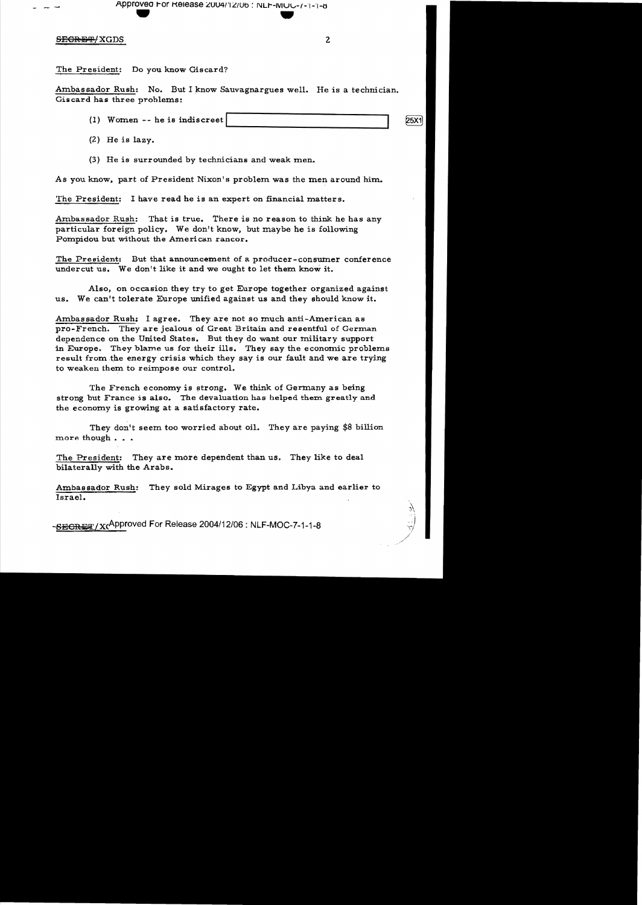The President: Do you know Giscard?

Ambassador Rush: No. But I know Sauvagnargues well. He is a technician. Giscard has three problems:

(1) Women -- he is indiscreet [ ] 25X1

(2) He is lazy.

(3) He is surrounded by technicians and weak men.

As you know, part of President Nixon's problem was the men around him.

The President: I have read he is an expert on financial matters.

Ambassador Rush: That is true. There is no reason to think he has any particular foreign policy. We don't know, but maybe he is following Pompidou but without the American rancor.

The President: But that announcement of a producer-consumer conference undercut us. We don't like it and we ought to let them know it.

Also, on occasion they try to get Europe together organized against us. We can't tolerate Europe unified against us and they should know it.

Ambassador Rush: I agree. They are not so much anti-American as pro-French. They are jealous of Great Britain and resentful of German dependence on the United States. But they do want our military support in Europe. They blame us for their ills. They say the economic problems result from the energy crisis which they say is our fault and we are trying to weaken them to reimpose our control.

The French economy is strong. We think of Germany as being strong but France is also. The devaluation has helped them greatly and the economy is growing at a satisfactory rate.

They don't seem too worried about oil. They are paying $8 billion more though . . .

The President: They are more dependent than us. They like to deal bilaterally with the Arabs.

Ambassador Rush: They sold Mirages to Egypt and Libya and earlier to Israel.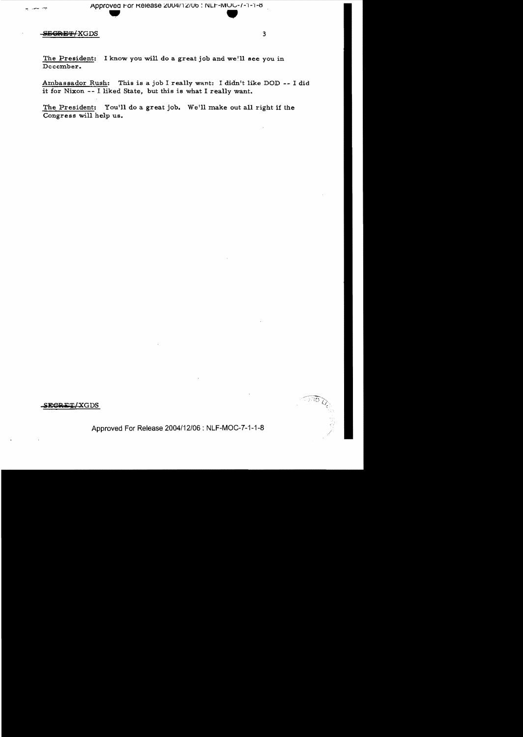The President: I know you will do a great job and we'll see you in December.

Ambassador Rush: This is a job I really want: I didn't like DOD -- I did it for Nixon -- I liked State, but this is what I really want.

The President: You'll do a great job. We'll make out all right if the Congress will help us.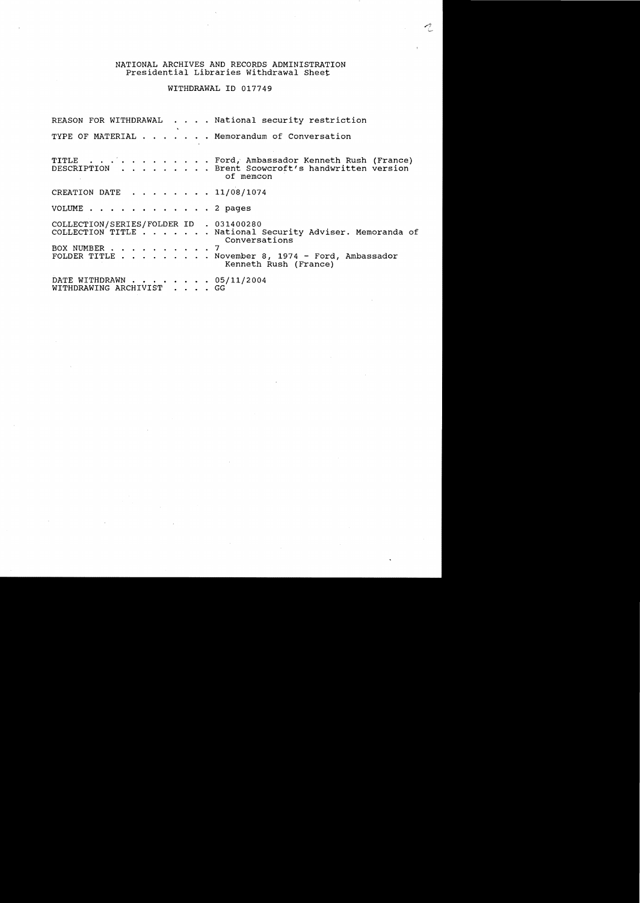NATIONAL ARCHIVES AND RECORDS ADMINISTRATION
Presidential Libraries Withdrawal Sheet

WITHDRAWAL ID 017749

REASON FOR WITHDRAWAL . . . . National security restriction

TYPE OF MATERIAL . . . . . . . Memorandum of Conversation

TITLE . . . . . . . . . . . . Ford, Ambassador Kenneth Rush (France)
DESCRIPTION . . . . . . . . . Brent Scowcroft's handwritten version of memcon

CREATION DATE . . . . . . . . 11/08/1074

VOLUME . . . . . . . . . . . . 2 pages

COLLECTION/SERIES/FOLDER ID . 031400280
COLLECTION TITLE . . . . . . . National Security Adviser. Memoranda of Conversations
BOX NUMBER . . . . . . . . . . 7
FOLDER TITLE . . . . . . . . . November 8, 1974 - Ford, Ambassador Kenneth Rush (France)

DATE WITHDRAWN . . . . . . . . 05/11/2004
WITHDRAWING ARCHIVIST . . . . GG